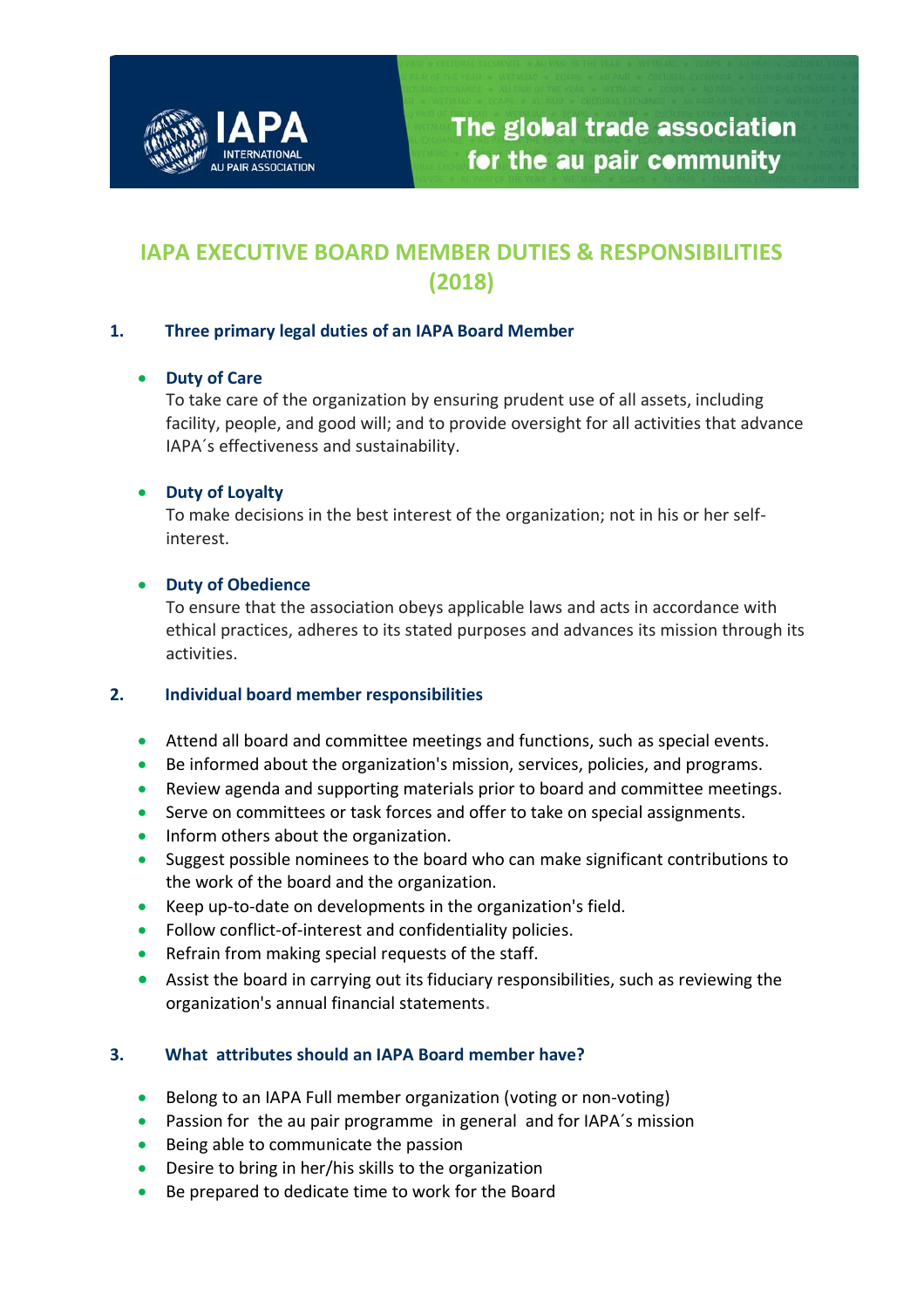IAPA INTERNATIONAL AU PAIR ASSOCIATION

The global trade association for the au pair community

# IAPA EXECUTIVE BOARD MEMBER DUTIES & RESPONSIBILITIES (2018)

## 1. Three primary legal duties of an IAPA Board Member

- **Duty of Care**
  To take care of the organization by ensuring prudent use of all assets, including facility, people, and good will; and to provide oversight for all activities that advance IAPA´s effectiveness and sustainability.

- **Duty of Loyalty**
  To make decisions in the best interest of the organization; not in his or her self-interest.

- **Duty of Obedience**
  To ensure that the association obeys applicable laws and acts in accordance with ethical practices, adheres to its stated purposes and advances its mission through its activities.

## 2. Individual board member responsibilities

- Attend all board and committee meetings and functions, such as special events.
- Be informed about the organization's mission, services, policies, and programs.
- Review agenda and supporting materials prior to board and committee meetings.
- Serve on committees or task forces and offer to take on special assignments.
- Inform others about the organization.
- Suggest possible nominees to the board who can make significant contributions to the work of the board and the organization.
- Keep up-to-date on developments in the organization's field.
- Follow conflict-of-interest and confidentiality policies.
- Refrain from making special requests of the staff.
- Assist the board in carrying out its fiduciary responsibilities, such as reviewing the organization's annual financial statements.

## 3. What attributes should an IAPA Board member have?

- Belong to an IAPA Full member organization (voting or non-voting)
- Passion for the au pair programme in general and for IAPA´s mission
- Being able to communicate the passion
- Desire to bring in her/his skills to the organization
- Be prepared to dedicate time to work for the Board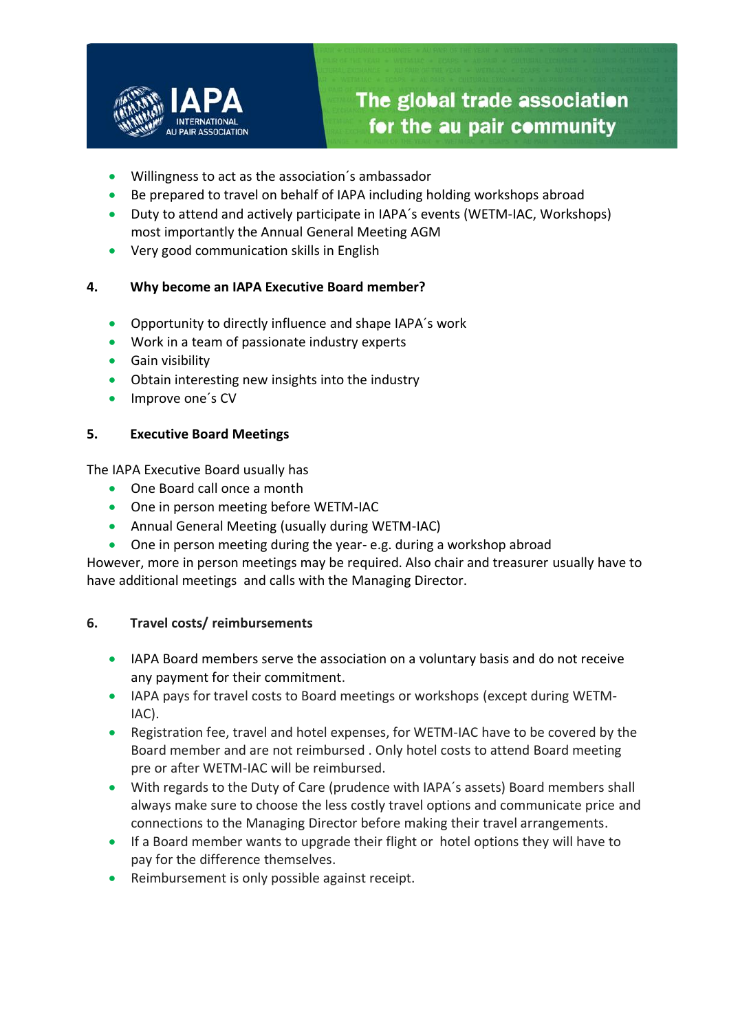- Willingness to act as the association´s ambassador
- Be prepared to travel on behalf of IAPA including holding workshops abroad
- Duty to attend and actively participate in IAPA´s events (WETM-IAC, Workshops) most importantly the Annual General Meeting AGM
- Very good communication skills in English

**4. Why become an IAPA Executive Board member?**

- Opportunity to directly influence and shape IAPA´s work
- Work in a team of passionate industry experts
- Gain visibility
- Obtain interesting new insights into the industry
- Improve one´s CV

**5. Executive Board Meetings**

The IAPA Executive Board usually has

- One Board call once a month
- One in person meeting before WETM-IAC
- Annual General Meeting (usually during WETM-IAC)
- One in person meeting during the year- e.g. during a workshop abroad

However, more in person meetings may be required. Also chair and treasurer usually have to have additional meetings and calls with the Managing Director.

**6. Travel costs/ reimbursements**

- IAPA Board members serve the association on a voluntary basis and do not receive any payment for their commitment.
- IAPA pays for travel costs to Board meetings or workshops (except during WETM-IAC).
- Registration fee, travel and hotel expenses, for WETM-IAC have to be covered by the Board member and are not reimbursed . Only hotel costs to attend Board meeting pre or after WETM-IAC will be reimbursed.
- With regards to the Duty of Care (prudence with IAPA´s assets) Board members shall always make sure to choose the less costly travel options and communicate price and connections to the Managing Director before making their travel arrangements.
- If a Board member wants to upgrade their flight or hotel options they will have to pay for the difference themselves.
- Reimbursement is only possible against receipt.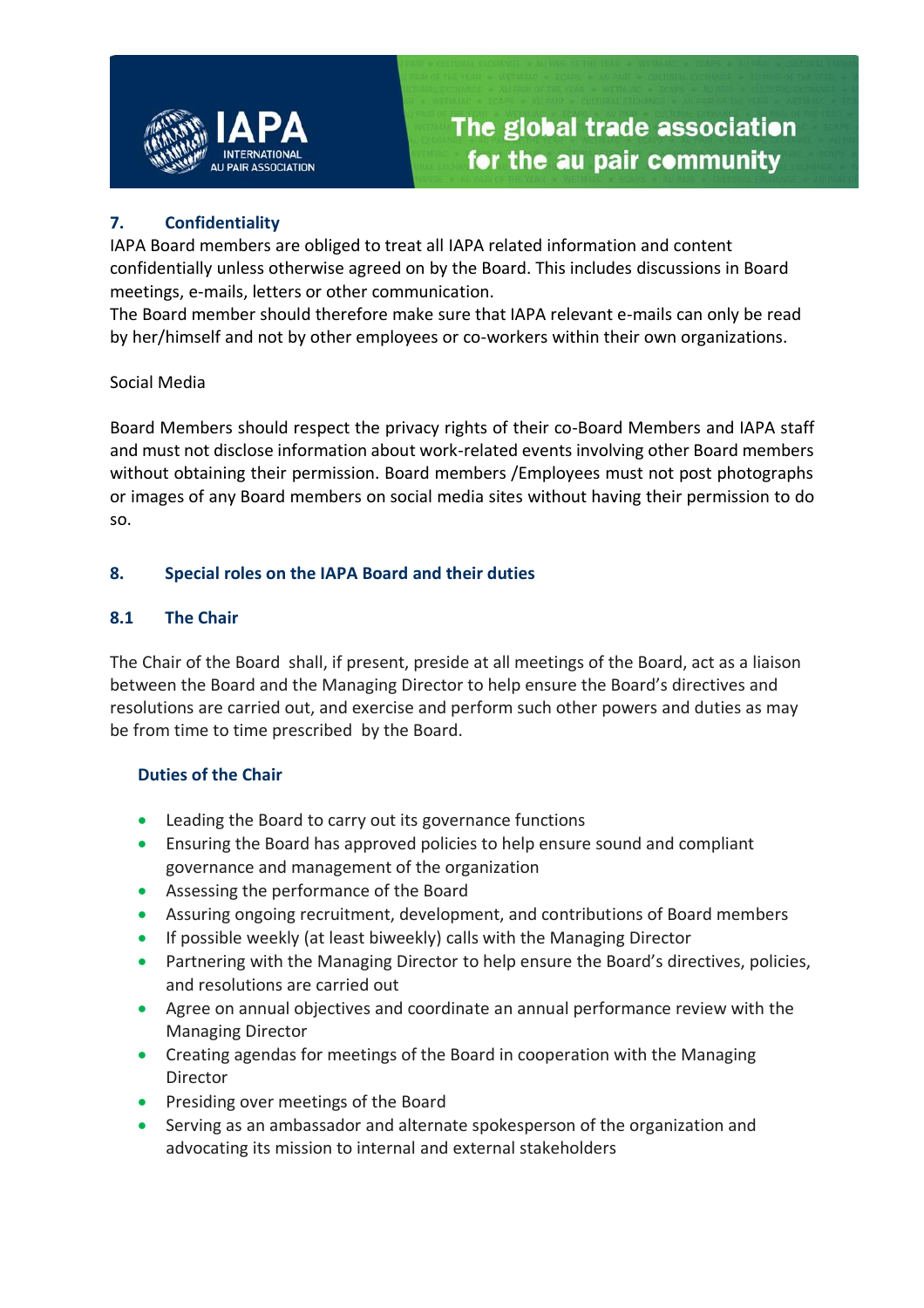## 7. Confidentiality

IAPA Board members are obliged to treat all IAPA related information and content confidentially unless otherwise agreed on by the Board. This includes discussions in Board meetings, e-mails, letters or other communication.
The Board member should therefore make sure that IAPA relevant e-mails can only be read by her/himself and not by other employees or co-workers within their own organizations.

Social Media

Board Members should respect the privacy rights of their co-Board Members and IAPA staff and must not disclose information about work-related events involving other Board members without obtaining their permission. Board members /Employees must not post photographs or images of any Board members on social media sites without having their permission to do so.

## 8. Special roles on the IAPA Board and their duties

### 8.1 The Chair

The Chair of the Board shall, if present, preside at all meetings of the Board, act as a liaison between the Board and the Managing Director to help ensure the Board's directives and resolutions are carried out, and exercise and perform such other powers and duties as may be from time to time prescribed by the Board.

#### Duties of the Chair

- Leading the Board to carry out its governance functions
- Ensuring the Board has approved policies to help ensure sound and compliant governance and management of the organization
- Assessing the performance of the Board
- Assuring ongoing recruitment, development, and contributions of Board members
- If possible weekly (at least biweekly) calls with the Managing Director
- Partnering with the Managing Director to help ensure the Board's directives, policies, and resolutions are carried out
- Agree on annual objectives and coordinate an annual performance review with the Managing Director
- Creating agendas for meetings of the Board in cooperation with the Managing Director
- Presiding over meetings of the Board
- Serving as an ambassador and alternate spokesperson of the organization and advocating its mission to internal and external stakeholders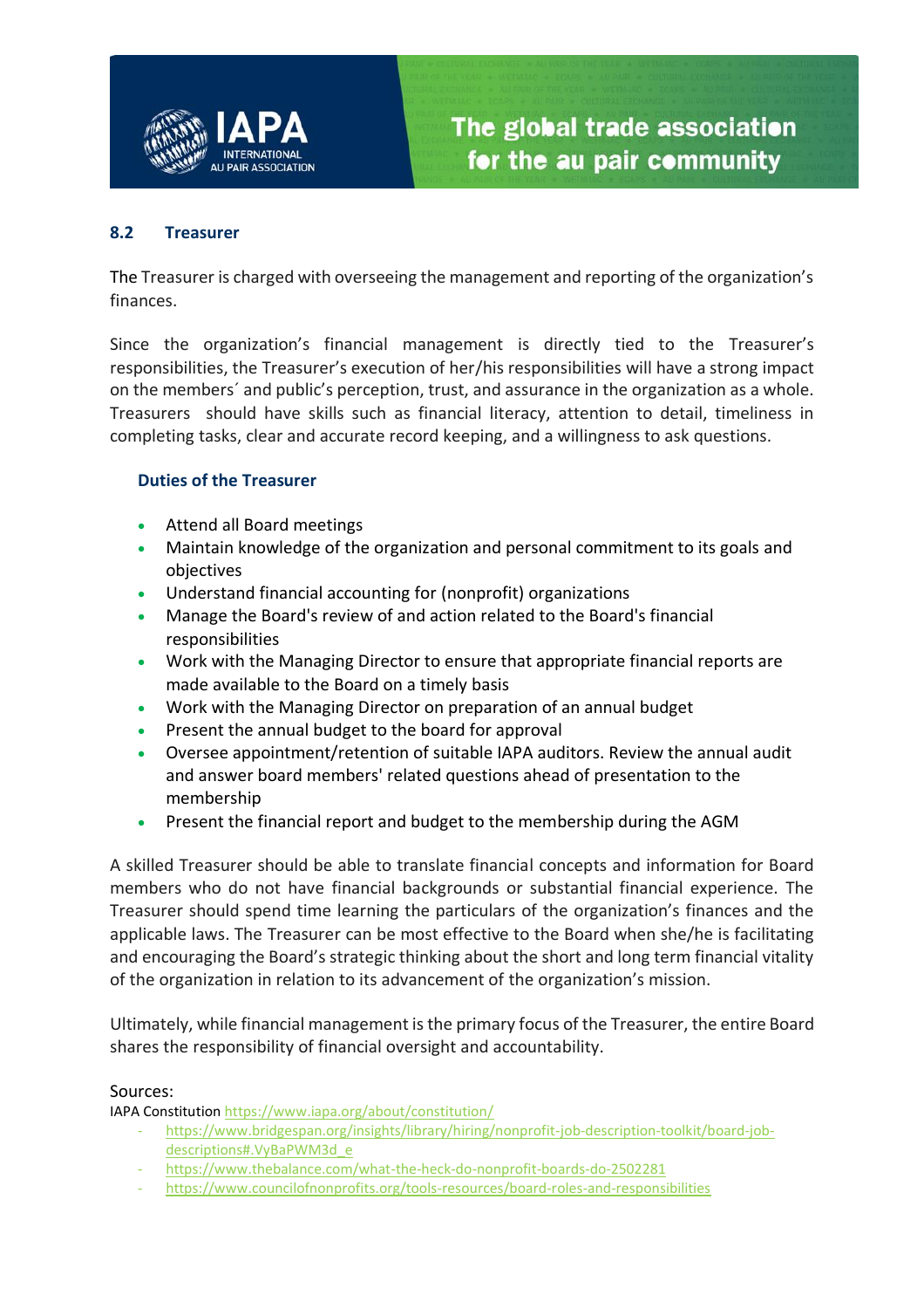## 8.2 Treasurer

The Treasurer is charged with overseeing the management and reporting of the organization's finances.

Since the organization's financial management is directly tied to the Treasurer's responsibilities, the Treasurer's execution of her/his responsibilities will have a strong impact on the members´ and public's perception, trust, and assurance in the organization as a whole. Treasurers should have skills such as financial literacy, attention to detail, timeliness in completing tasks, clear and accurate record keeping, and a willingness to ask questions.

### Duties of the Treasurer

- Attend all Board meetings
- Maintain knowledge of the organization and personal commitment to its goals and objectives
- Understand financial accounting for (nonprofit) organizations
- Manage the Board's review of and action related to the Board's financial responsibilities
- Work with the Managing Director to ensure that appropriate financial reports are made available to the Board on a timely basis
- Work with the Managing Director on preparation of an annual budget
- Present the annual budget to the board for approval
- Oversee appointment/retention of suitable IAPA auditors. Review the annual audit and answer board members' related questions ahead of presentation to the membership
- Present the financial report and budget to the membership during the AGM

A skilled Treasurer should be able to translate financial concepts and information for Board members who do not have financial backgrounds or substantial financial experience. The Treasurer should spend time learning the particulars of the organization's finances and the applicable laws. The Treasurer can be most effective to the Board when she/he is facilitating and encouraging the Board's strategic thinking about the short and long term financial vitality of the organization in relation to its advancement of the organization's mission.

Ultimately, while financial management is the primary focus of the Treasurer, the entire Board shares the responsibility of financial oversight and accountability.

Sources:
IAPA Constitution https://www.iapa.org/about/constitution/

- https://www.bridgespan.org/insights/library/hiring/nonprofit-job-description-toolkit/board-job-descriptions#.VyBaPWM3d_e
- https://www.thebalance.com/what-the-heck-do-nonprofit-boards-do-2502281
- https://www.councilofnonprofits.org/tools-resources/board-roles-and-responsibilities